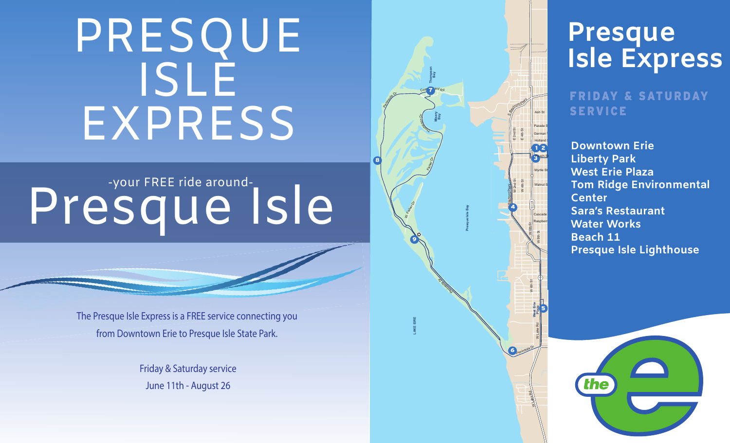# PRESQUE ISLE EXPRESS

-your FREE ride around-

# Presque Isle

The Presque Isle Express is a FREE service connecting you from Downtown Erie to Presque Isle State Park.

Friday & Saturday service
June 11th - August 26

## Presque Isle Express

### FRIDAY & SATURDAY SERVICE

1. Downtown Erie
2. Liberty Park
3. West Erie Plaza
4. Tom Ridge Environmental Center
5. Sara's Restaurant
6. Water Works
7. Beach 11
8. Presque Isle Lighthouse

the e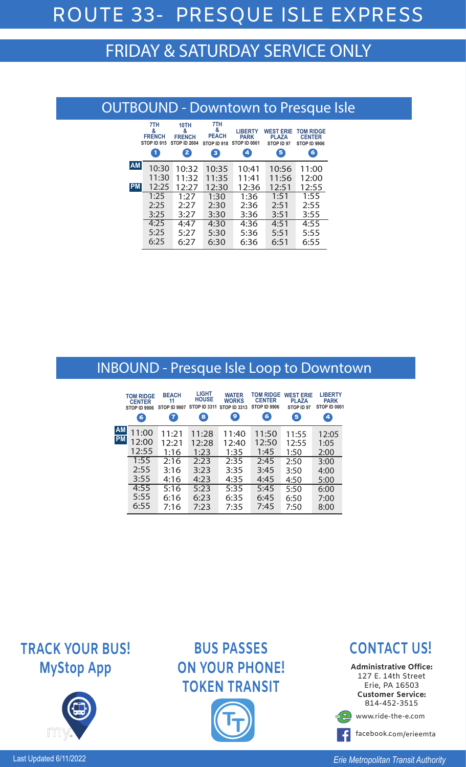# ROUTE 33- PRESQUE ISLE EXPRESS

## FRIDAY & SATURDAY SERVICE ONLY

## OUTBOUND - Downtown to Presque Isle

| | 7TH & FRENCH STOP ID 915 (1) | 10TH & FRENCH STOP ID 2004 (2) | 7TH & PEACH STOP ID 918 (3) | LIBERTY PARK STOP ID 0001 (4) | WEST ERIE PLAZA STOP ID 97 (5) | TOM RIDGE CENTER STOP ID 9906 (6) |
|---|---|---|---|---|---|---|
| AM | 10:30 | 10:32 | 10:35 | 10:41 | 10:56 | 11:00 |
| | 11:30 | 11:32 | 11:35 | 11:41 | 11:56 | 12:00 |
| PM | 12:25 | 12:27 | 12:30 | 12:36 | 12:51 | 12:55 |
| | 1:25 | 1:27 | 1:30 | 1:36 | 1:51 | 1:55 |
| | 2:25 | 2:27 | 2:30 | 2:36 | 2:51 | 2:55 |
| | 3:25 | 3:27 | 3:30 | 3:36 | 3:51 | 3:55 |
| | 4:25 | 4:47 | 4:30 | 4:36 | 4:51 | 4:55 |
| | 5:25 | 5:27 | 5:30 | 5:36 | 5:51 | 5:55 |
| | 6:25 | 6:27 | 6:30 | 6:36 | 6:51 | 6:55 |

## INBOUND - Presque Isle Loop to Downtown

| | TOM RIDGE CENTER STOP ID 9906 (6) | BEACH 11 STOP ID 9907 (7) | LIGHT HOUSE STOP ID 3311 (8) | WATER WORKS STOP ID 3313 (9) | TOM RIDGE CENTER STOP ID 9906 (6) | WEST ERIE PLAZA STOP ID 97 (5) | LIBERTY PARK STOP ID 0001 (4) |
|---|---|---|---|---|---|---|---|
| AM | 11:00 | 11:21 | 11:28 | 11:40 | 11:50 | 11:55 | 12:05 |
| PM | 12:00 | 12:21 | 12:28 | 12:40 | 12:50 | 12:55 | 1:05 |
| | 12:55 | 1:16 | 1:23 | 1:35 | 1:45 | 1:50 | 2:00 |
| | 1:55 | 2:16 | 2:23 | 2:35 | 2:45 | 2:50 | 3:00 |
| | 2:55 | 3:16 | 3:23 | 3:35 | 3:45 | 3:50 | 4:00 |
| | 3:55 | 4:16 | 4:23 | 4:35 | 4:45 | 4:50 | 5:00 |
| | 4:55 | 5:16 | 5:23 | 5:35 | 5:45 | 5:50 | 6:00 |
| | 5:55 | 6:16 | 6:23 | 6:35 | 6:45 | 6:50 | 7:00 |
| | 6:55 | 7:16 | 7:23 | 7:35 | 7:45 | 7:50 | 8:00 |

**TRACK YOUR BUS!**
**MyStop App**

**BUS PASSES ON YOUR PHONE!**
**TOKEN TRANSIT**

**CONTACT US!**

**Administrative Office:**
127 E. 14th Street
Erie, PA 16503
**Customer Service:**
814-452-3515

www.ride-the-e.com

facebook.com/erieemta

Last Updated 6/11/2022

*Erie Metropolitan Transit Authority*